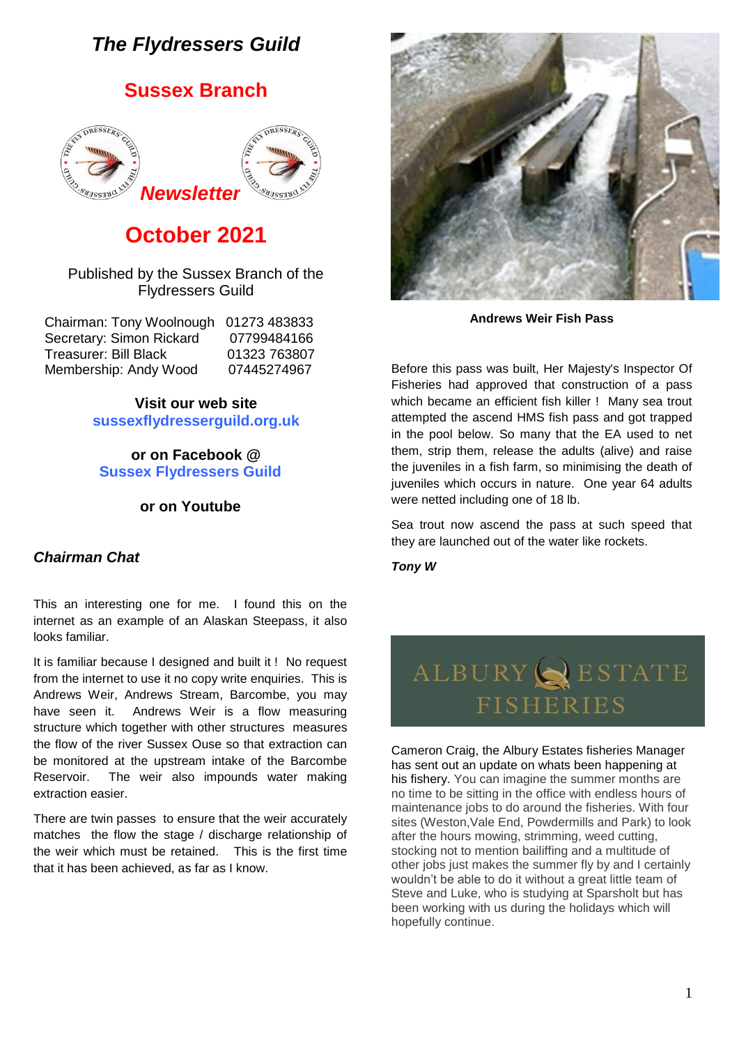# The Flydressers Guild

## Sussex Branch

***Newsletter***

## October 2021

Published by the Sussex Branch of the Flydressers Guild

| | |
|---|---|
| Chairman: Tony Woolnough | 01273 483833 |
| Secretary: Simon Rickard | 07799484166 |
| Treasurer: Bill Black | 01323 763807 |
| Membership: Andy Wood | 07445274967 |

**Visit our web site**
**sussexflydresserguild.org.uk**

**or on Facebook @**
**Sussex Flydressers Guild**

**or on Youtube**

### *Chairman Chat*

This an interesting one for me. I found this on the internet as an example of an Alaskan Steepass, it also looks familiar.

It is familiar because I designed and built it ! No request from the internet to use it no copy write enquiries. This is Andrews Weir, Andrews Stream, Barcombe, you may have seen it. Andrews Weir is a flow measuring structure which together with other structures measures the flow of the river Sussex Ouse so that extraction can be monitored at the upstream intake of the Barcombe Reservoir. The weir also impounds water making extraction easier.

There are twin passes to ensure that the weir accurately matches the flow the stage / discharge relationship of the weir which must be retained. This is the first time that it has been achieved, as far as I know.

**Andrews Weir Fish Pass**

Before this pass was built, Her Majesty's Inspector Of Fisheries had approved that construction of a pass which became an efficient fish killer ! Many sea trout attempted the ascend HMS fish pass and got trapped in the pool below. So many that the EA used to net them, strip them, release the adults (alive) and raise the juveniles in a fish farm, so minimising the death of juveniles which occurs in nature. One year 64 adults were netted including one of 18 lb.

Sea trout now ascend the pass at such speed that they are launched out of the water like rockets.

***Tony W***

ALBURY ESTATE FISHERIES

Cameron Craig, the Albury Estates fisheries Manager has sent out an update on whats been happening at his fishery. You can imagine the summer months are no time to be sitting in the office with endless hours of maintenance jobs to do around the fisheries. With four sites (Weston,Vale End, Powdermills and Park) to look after the hours mowing, strimming, weed cutting, stocking not to mention bailiffing and a multitude of other jobs just makes the summer fly by and I certainly wouldn't be able to do it without a great little team of Steve and Luke, who is studying at Sparsholt but has been working with us during the holidays which will hopefully continue.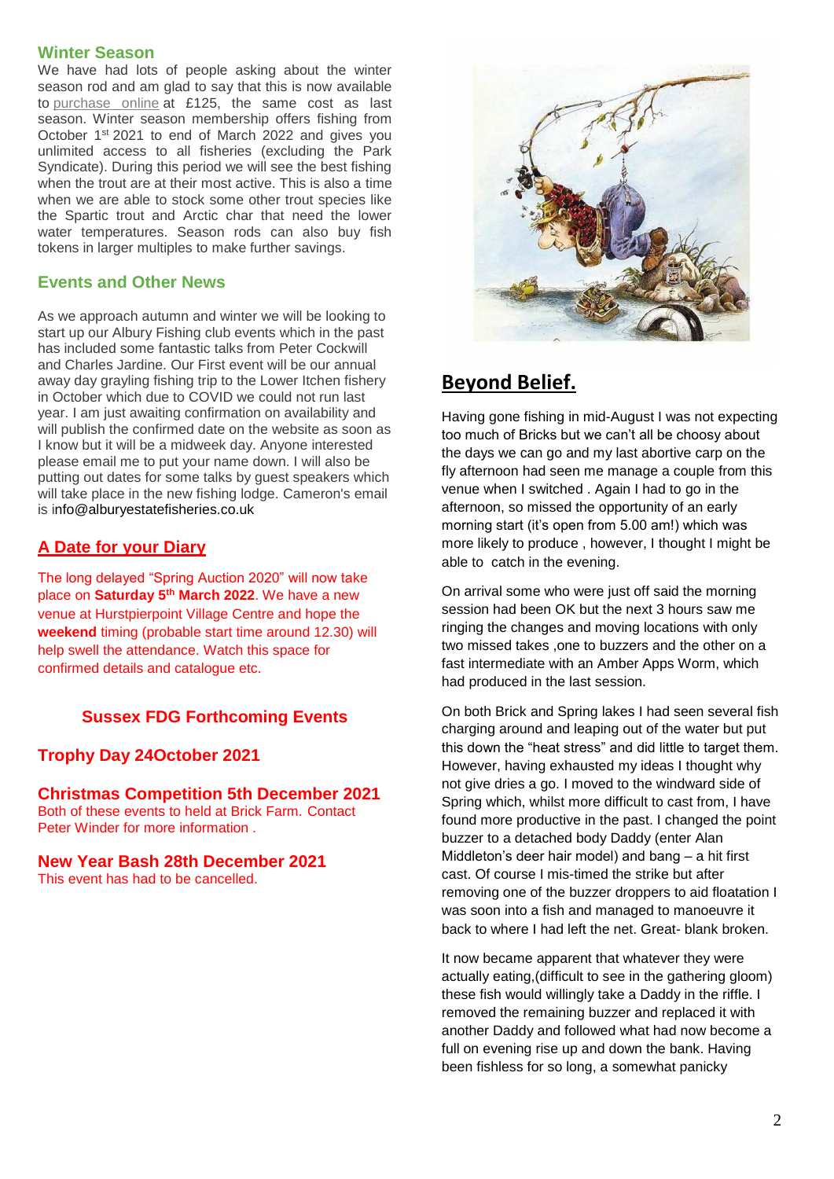## Winter Season

We have had lots of people asking about the winter season rod and am glad to say that this is now available to purchase online at £125, the same cost as last season. Winter season membership offers fishing from October 1st 2021 to end of March 2022 and gives you unlimited access to all fisheries (excluding the Park Syndicate). During this period we will see the best fishing when the trout are at their most active. This is also a time when we are able to stock some other trout species like the Spartic trout and Arctic char that need the lower water temperatures. Season rods can also buy fish tokens in larger multiples to make further savings.

## Events and Other News

As we approach autumn and winter we will be looking to start up our Albury Fishing club events which in the past has included some fantastic talks from Peter Cockwill and Charles Jardine. Our First event will be our annual away day grayling fishing trip to the Lower Itchen fishery in October which due to COVID we could not run last year. I am just awaiting confirmation on availability and will publish the confirmed date on the website as soon as I know but it will be a midweek day. Anyone interested please email me to put your name down. I will also be putting out dates for some talks by guest speakers which will take place in the new fishing lodge. Cameron's email is info@alburyestatefisheries.co.uk

## A Date for your Diary

The long delayed "Spring Auction 2020" will now take place on **Saturday 5th March 2022**. We have a new venue at Hurstpierpoint Village Centre and hope the **weekend** timing (probable start time around 12.30) will help swell the attendance. Watch this space for confirmed details and catalogue etc.

## Sussex FDG Forthcoming Events

### Trophy Day 24October 2021

### Christmas Competition 5th December 2021

Both of these events to held at Brick Farm. Contact Peter Winder for more information .

### New Year Bash 28th December 2021

This event has had to be cancelled.

## Beyond Belief.

Having gone fishing in mid-August I was not expecting too much of Bricks but we can't all be choosy about the days we can go and my last abortive carp on the fly afternoon had seen me manage a couple from this venue when I switched . Again I had to go in the afternoon, so missed the opportunity of an early morning start (it's open from 5.00 am!) which was more likely to produce , however, I thought I might be able to catch in the evening.

On arrival some who were just off said the morning session had been OK but the next 3 hours saw me ringing the changes and moving locations with only two missed takes ,one to buzzers and the other on a fast intermediate with an Amber Apps Worm, which had produced in the last session.

On both Brick and Spring lakes I had seen several fish charging around and leaping out of the water but put this down the "heat stress" and did little to target them. However, having exhausted my ideas I thought why not give dries a go. I moved to the windward side of Spring which, whilst more difficult to cast from, I have found more productive in the past. I changed the point buzzer to a detached body Daddy (enter Alan Middleton's deer hair model) and bang – a hit first cast. Of course I mis-timed the strike but after removing one of the buzzer droppers to aid floatation I was soon into a fish and managed to manoeuvre it back to where I had left the net. Great- blank broken.

It now became apparent that whatever they were actually eating,(difficult to see in the gathering gloom) these fish would willingly take a Daddy in the riffle. I removed the remaining buzzer and replaced it with another Daddy and followed what had now become a full on evening rise up and down the bank. Having been fishless for so long, a somewhat panicky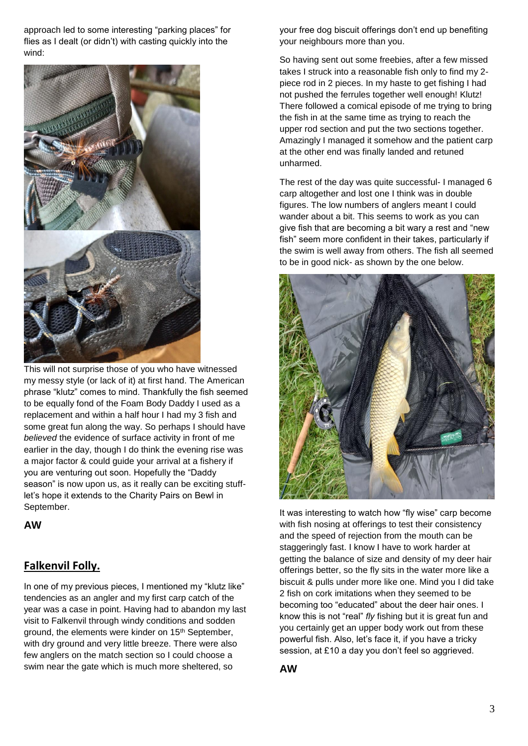approach led to some interesting "parking places" for flies as I dealt (or didn't) with casting quickly into the wind:

This will not surprise those of you who have witnessed my messy style (or lack of it) at first hand. The American phrase "klutz" comes to mind. Thankfully the fish seemed to be equally fond of the Foam Body Daddy I used as a replacement and within a half hour I had my 3 fish and some great fun along the way. So perhaps I should have *believed* the evidence of surface activity in front of me earlier in the day, though I do think the evening rise was a major factor & could guide your arrival at a fishery if you are venturing out soon. Hopefully the "Daddy season" is now upon us, as it really can be exciting stuff- let's hope it extends to the Charity Pairs on Bewl in September.

**AW**

## Falkenvil Folly.

In one of my previous pieces, I mentioned my "klutz like" tendencies as an angler and my first carp catch of the year was a case in point. Having had to abandon my last visit to Falkenvil through windy conditions and sodden ground, the elements were kinder on 15th September, with dry ground and very little breeze. There were also few anglers on the match section so I could choose a swim near the gate which is much more sheltered, so your free dog biscuit offerings don't end up benefiting your neighbours more than you.

So having sent out some freebies, after a few missed takes I struck into a reasonable fish only to find my 2-piece rod in 2 pieces. In my haste to get fishing I had not pushed the ferrules together well enough! Klutz! There followed a comical episode of me trying to bring the fish in at the same time as trying to reach the upper rod section and put the two sections together. Amazingly I managed it somehow and the patient carp at the other end was finally landed and retuned unharmed.

The rest of the day was quite successful- I managed 6 carp altogether and lost one I think was in double figures. The low numbers of anglers meant I could wander about a bit. This seems to work as you can give fish that are becoming a bit wary a rest and "new fish" seem more confident in their takes, particularly if the swim is well away from others. The fish all seemed to be in good nick- as shown by the one below.

It was interesting to watch how "fly wise" carp become with fish nosing at offerings to test their consistency and the speed of rejection from the mouth can be staggeringly fast. I know I have to work harder at getting the balance of size and density of my deer hair offerings better, so the fly sits in the water more like a biscuit & pulls under more like one. Mind you I did take 2 fish on cork imitations when they seemed to be becoming too "educated" about the deer hair ones. I know this is not "real" *fly* fishing but it is great fun and you certainly get an upper body work out from these powerful fish. Also, let's face it, if you have a tricky session, at £10 a day you don't feel so aggrieved.

**AW**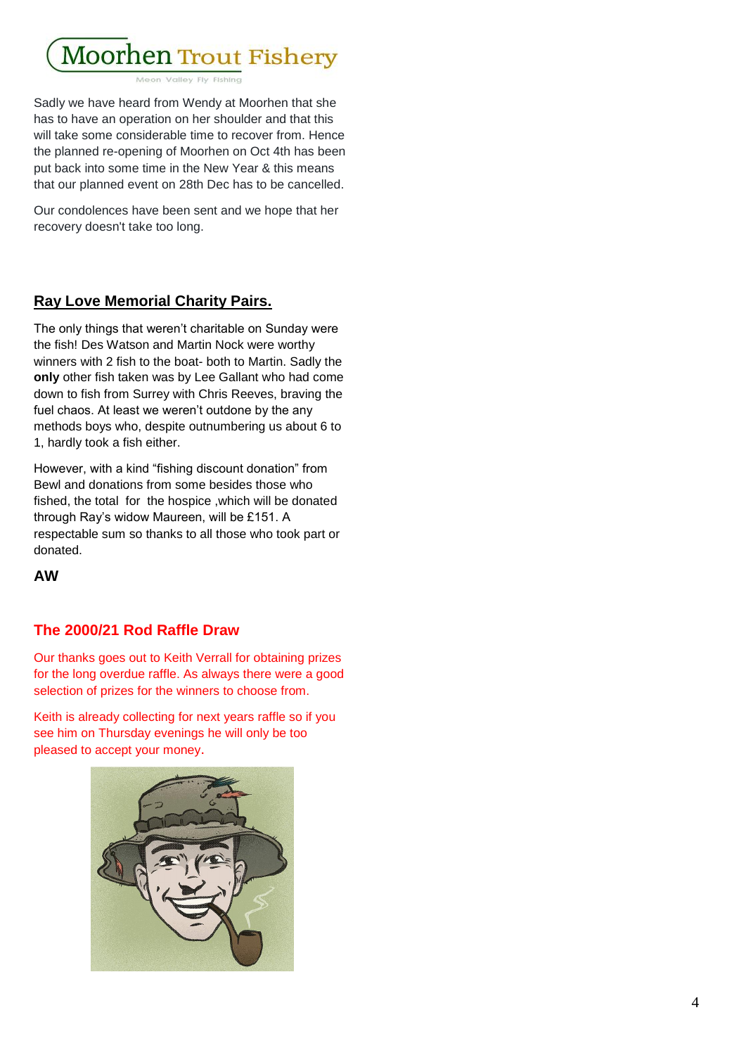Moorhen Trout Fishery

Meon Valley Fly Fishing

Sadly we have heard from Wendy at Moorhen that she has to have an operation on her shoulder and that this will take some considerable time to recover from. Hence the planned re-opening of Moorhen on Oct 4th has been put back into some time in the New Year & this means that our planned event on 28th Dec has to be cancelled.

Our condolences have been sent and we hope that her recovery doesn't take too long.

## Ray Love Memorial Charity Pairs.

The only things that weren't charitable on Sunday were the fish! Des Watson and Martin Nock were worthy winners with 2 fish to the boat- both to Martin. Sadly the **only** other fish taken was by Lee Gallant who had come down to fish from Surrey with Chris Reeves, braving the fuel chaos. At least we weren't outdone by the any methods boys who, despite outnumbering us about 6 to 1, hardly took a fish either.

However, with a kind "fishing discount donation" from Bewl and donations from some besides those who fished, the total for the hospice ,which will be donated through Ray's widow Maureen, will be £151. A respectable sum so thanks to all those who took part or donated.

**AW**

## The 2000/21 Rod Raffle Draw

Our thanks goes out to Keith Verrall for obtaining prizes for the long overdue raffle. As always there were a good selection of prizes for the winners to choose from.

Keith is already collecting for next years raffle so if you see him on Thursday evenings he will only be too pleased to accept your money.